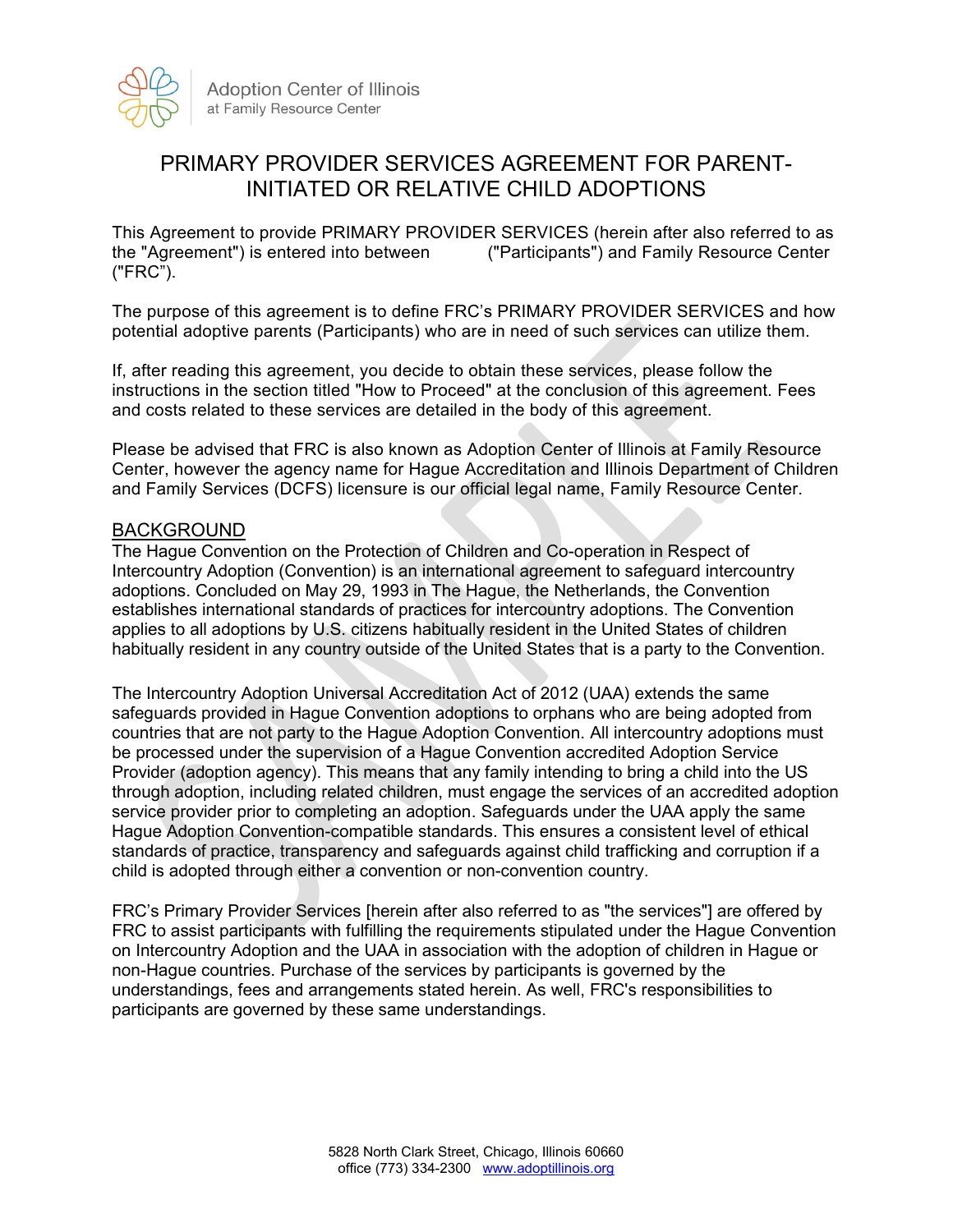Adoption Center of Illinois
at Family Resource Center

# PRIMARY PROVIDER SERVICES AGREEMENT FOR PARENT-INITIATED OR RELATIVE CHILD ADOPTIONS

This Agreement to provide PRIMARY PROVIDER SERVICES (herein after also referred to as the "Agreement") is entered into between ("Participants") and Family Resource Center ("FRC").

The purpose of this agreement is to define FRC's PRIMARY PROVIDER SERVICES and how potential adoptive parents (Participants) who are in need of such services can utilize them.

If, after reading this agreement, you decide to obtain these services, please follow the instructions in the section titled "How to Proceed" at the conclusion of this agreement. Fees and costs related to these services are detailed in the body of this agreement.

Please be advised that FRC is also known as Adoption Center of Illinois at Family Resource Center, however the agency name for Hague Accreditation and Illinois Department of Children and Family Services (DCFS) licensure is our official legal name, Family Resource Center.

## BACKGROUND

The Hague Convention on the Protection of Children and Co-operation in Respect of Intercountry Adoption (Convention) is an international agreement to safeguard intercountry adoptions. Concluded on May 29, 1993 in The Hague, the Netherlands, the Convention establishes international standards of practices for intercountry adoptions. The Convention applies to all adoptions by U.S. citizens habitually resident in the United States of children habitually resident in any country outside of the United States that is a party to the Convention.

The Intercountry Adoption Universal Accreditation Act of 2012 (UAA) extends the same safeguards provided in Hague Convention adoptions to orphans who are being adopted from countries that are not party to the Hague Adoption Convention. All intercountry adoptions must be processed under the supervision of a Hague Convention accredited Adoption Service Provider (adoption agency). This means that any family intending to bring a child into the US through adoption, including related children, must engage the services of an accredited adoption service provider prior to completing an adoption. Safeguards under the UAA apply the same Hague Adoption Convention-compatible standards. This ensures a consistent level of ethical standards of practice, transparency and safeguards against child trafficking and corruption if a child is adopted through either a convention or non-convention country.

FRC's Primary Provider Services [herein after also referred to as "the services"] are offered by FRC to assist participants with fulfilling the requirements stipulated under the Hague Convention on Intercountry Adoption and the UAA in association with the adoption of children in Hague or non-Hague countries. Purchase of the services by participants is governed by the understandings, fees and arrangements stated herein. As well, FRC's responsibilities to participants are governed by these same understandings.

5828 North Clark Street, Chicago, Illinois 60660
office (773) 334-2300 www.adoptillinois.org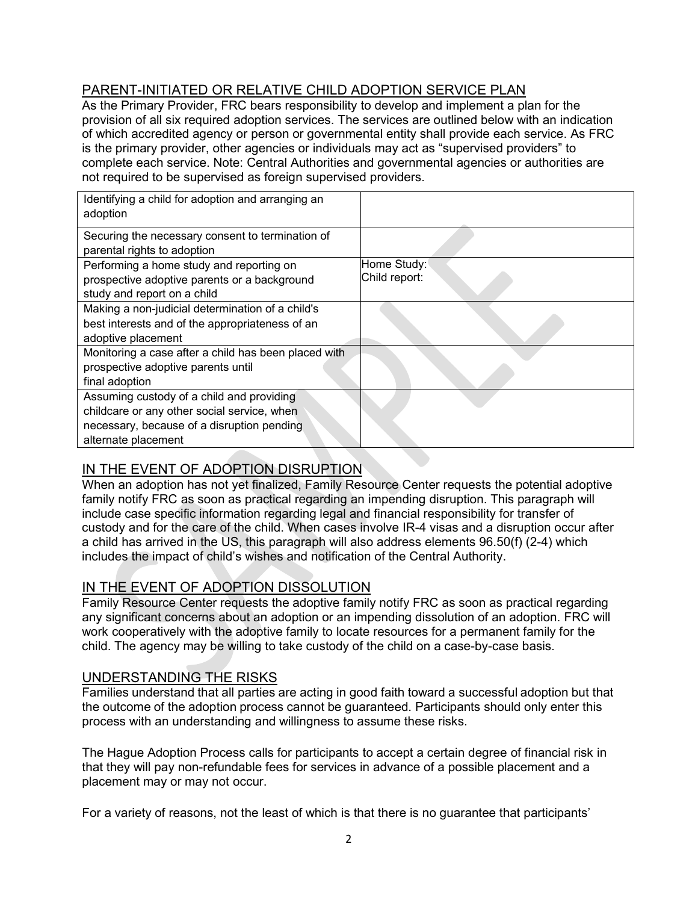## PARENT-INITIATED OR RELATIVE CHILD ADOPTION SERVICE PLAN

As the Primary Provider, FRC bears responsibility to develop and implement a plan for the provision of all six required adoption services. The services are outlined below with an indication of which accredited agency or person or governmental entity shall provide each service. As FRC is the primary provider, other agencies or individuals may act as "supervised providers" to complete each service. Note: Central Authorities and governmental agencies or authorities are not required to be supervised as foreign supervised providers.

| | |
|---|---|
| Identifying a child for adoption and arranging an adoption | |
| Securing the necessary consent to termination of parental rights to adoption | |
| Performing a home study and reporting on prospective adoptive parents or a background study and report on a child | Home Study:<br>Child report: |
| Making a non-judicial determination of a child's best interests and of the appropriateness of an adoptive placement | |
| Monitoring a case after a child has been placed with prospective adoptive parents until final adoption | |
| Assuming custody of a child and providing childcare or any other social service, when necessary, because of a disruption pending alternate placement | |

## IN THE EVENT OF ADOPTION DISRUPTION

When an adoption has not yet finalized, Family Resource Center requests the potential adoptive family notify FRC as soon as practical regarding an impending disruption. This paragraph will include case specific information regarding legal and financial responsibility for transfer of custody and for the care of the child. When cases involve IR-4 visas and a disruption occur after a child has arrived in the US, this paragraph will also address elements 96.50(f) (2-4) which includes the impact of child's wishes and notification of the Central Authority.

## IN THE EVENT OF ADOPTION DISSOLUTION

Family Resource Center requests the adoptive family notify FRC as soon as practical regarding any significant concerns about an adoption or an impending dissolution of an adoption. FRC will work cooperatively with the adoptive family to locate resources for a permanent family for the child. The agency may be willing to take custody of the child on a case-by-case basis.

## UNDERSTANDING THE RISKS

Families understand that all parties are acting in good faith toward a successful adoption but that the outcome of the adoption process cannot be guaranteed. Participants should only enter this process with an understanding and willingness to assume these risks.

The Hague Adoption Process calls for participants to accept a certain degree of financial risk in that they will pay non-refundable fees for services in advance of a possible placement and a placement may or may not occur.

For a variety of reasons, not the least of which is that there is no guarantee that participants'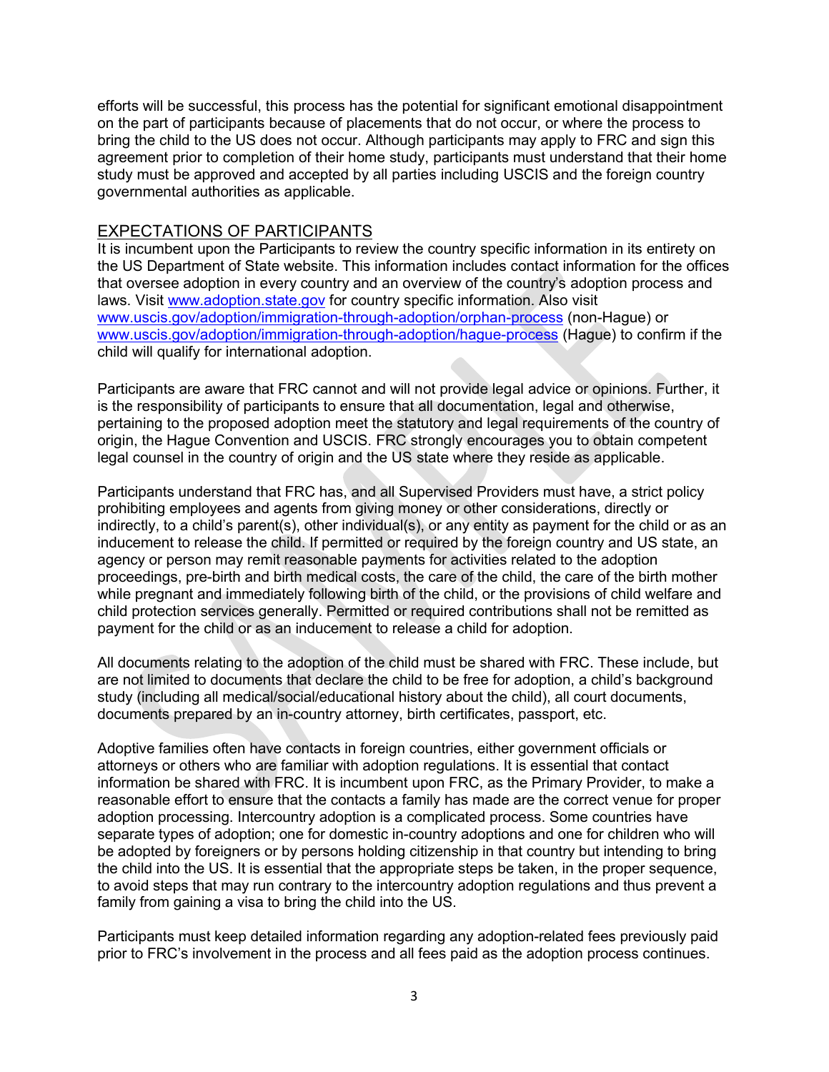efforts will be successful, this process has the potential for significant emotional disappointment on the part of participants because of placements that do not occur, or where the process to bring the child to the US does not occur. Although participants may apply to FRC and sign this agreement prior to completion of their home study, participants must understand that their home study must be approved and accepted by all parties including USCIS and the foreign country governmental authorities as applicable.

## EXPECTATIONS OF PARTICIPANTS

It is incumbent upon the Participants to review the country specific information in its entirety on the US Department of State website. This information includes contact information for the offices that oversee adoption in every country and an overview of the country's adoption process and laws. Visit www.adoption.state.gov for country specific information. Also visit www.uscis.gov/adoption/immigration-through-adoption/orphan-process (non-Hague) or www.uscis.gov/adoption/immigration-through-adoption/hague-process (Hague) to confirm if the child will qualify for international adoption.

Participants are aware that FRC cannot and will not provide legal advice or opinions. Further, it is the responsibility of participants to ensure that all documentation, legal and otherwise, pertaining to the proposed adoption meet the statutory and legal requirements of the country of origin, the Hague Convention and USCIS. FRC strongly encourages you to obtain competent legal counsel in the country of origin and the US state where they reside as applicable.

Participants understand that FRC has, and all Supervised Providers must have, a strict policy prohibiting employees and agents from giving money or other considerations, directly or indirectly, to a child's parent(s), other individual(s), or any entity as payment for the child or as an inducement to release the child. If permitted or required by the foreign country and US state, an agency or person may remit reasonable payments for activities related to the adoption proceedings, pre-birth and birth medical costs, the care of the child, the care of the birth mother while pregnant and immediately following birth of the child, or the provisions of child welfare and child protection services generally. Permitted or required contributions shall not be remitted as payment for the child or as an inducement to release a child for adoption.

All documents relating to the adoption of the child must be shared with FRC. These include, but are not limited to documents that declare the child to be free for adoption, a child's background study (including all medical/social/educational history about the child), all court documents, documents prepared by an in-country attorney, birth certificates, passport, etc.

Adoptive families often have contacts in foreign countries, either government officials or attorneys or others who are familiar with adoption regulations. It is essential that contact information be shared with FRC. It is incumbent upon FRC, as the Primary Provider, to make a reasonable effort to ensure that the contacts a family has made are the correct venue for proper adoption processing. Intercountry adoption is a complicated process. Some countries have separate types of adoption; one for domestic in-country adoptions and one for children who will be adopted by foreigners or by persons holding citizenship in that country but intending to bring the child into the US. It is essential that the appropriate steps be taken, in the proper sequence, to avoid steps that may run contrary to the intercountry adoption regulations and thus prevent a family from gaining a visa to bring the child into the US.

Participants must keep detailed information regarding any adoption-related fees previously paid prior to FRC's involvement in the process and all fees paid as the adoption process continues.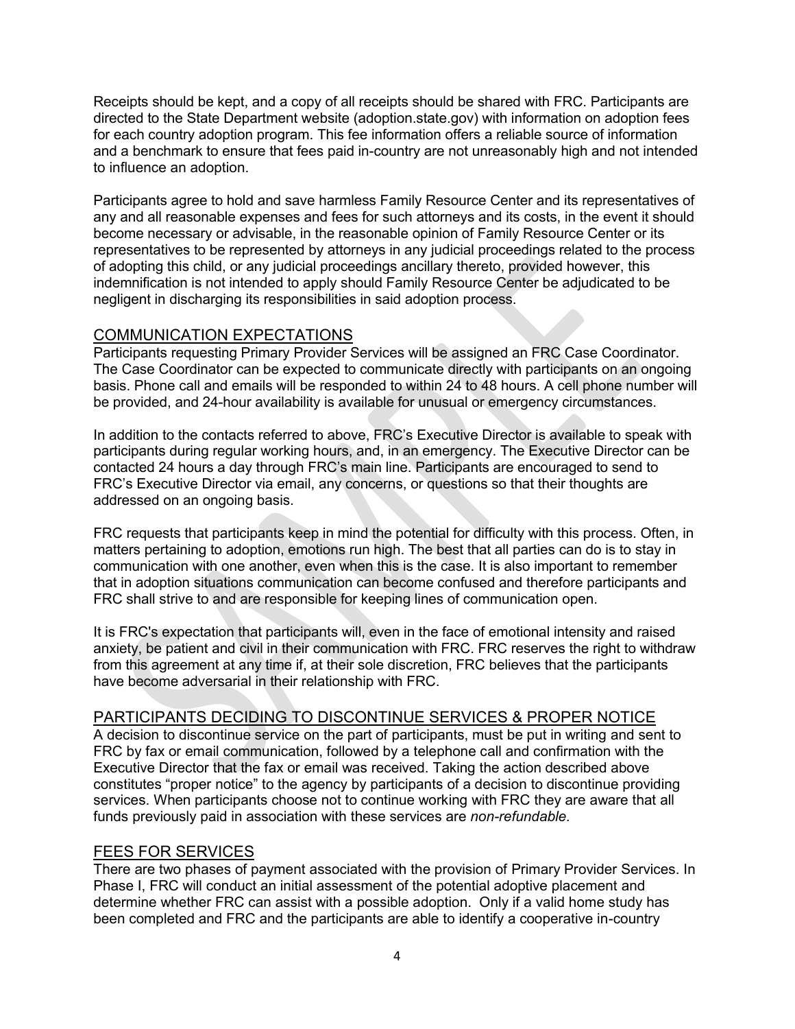Receipts should be kept, and a copy of all receipts should be shared with FRC. Participants are directed to the State Department website (adoption.state.gov) with information on adoption fees for each country adoption program. This fee information offers a reliable source of information and a benchmark to ensure that fees paid in-country are not unreasonably high and not intended to influence an adoption.

Participants agree to hold and save harmless Family Resource Center and its representatives of any and all reasonable expenses and fees for such attorneys and its costs, in the event it should become necessary or advisable, in the reasonable opinion of Family Resource Center or its representatives to be represented by attorneys in any judicial proceedings related to the process of adopting this child, or any judicial proceedings ancillary thereto, provided however, this indemnification is not intended to apply should Family Resource Center be adjudicated to be negligent in discharging its responsibilities in said adoption process.

## COMMUNICATION EXPECTATIONS

Participants requesting Primary Provider Services will be assigned an FRC Case Coordinator. The Case Coordinator can be expected to communicate directly with participants on an ongoing basis. Phone call and emails will be responded to within 24 to 48 hours. A cell phone number will be provided, and 24-hour availability is available for unusual or emergency circumstances.

In addition to the contacts referred to above, FRC's Executive Director is available to speak with participants during regular working hours, and, in an emergency. The Executive Director can be contacted 24 hours a day through FRC's main line. Participants are encouraged to send to FRC's Executive Director via email, any concerns, or questions so that their thoughts are addressed on an ongoing basis.

FRC requests that participants keep in mind the potential for difficulty with this process. Often, in matters pertaining to adoption, emotions run high. The best that all parties can do is to stay in communication with one another, even when this is the case. It is also important to remember that in adoption situations communication can become confused and therefore participants and FRC shall strive to and are responsible for keeping lines of communication open.

It is FRC's expectation that participants will, even in the face of emotional intensity and raised anxiety, be patient and civil in their communication with FRC. FRC reserves the right to withdraw from this agreement at any time if, at their sole discretion, FRC believes that the participants have become adversarial in their relationship with FRC.

## PARTICIPANTS DECIDING TO DISCONTINUE SERVICES & PROPER NOTICE

A decision to discontinue service on the part of participants, must be put in writing and sent to FRC by fax or email communication, followed by a telephone call and confirmation with the Executive Director that the fax or email was received. Taking the action described above constitutes "proper notice" to the agency by participants of a decision to discontinue providing services. When participants choose not to continue working with FRC they are aware that all funds previously paid in association with these services are *non-refundable.*

## FEES FOR SERVICES

There are two phases of payment associated with the provision of Primary Provider Services. In Phase I, FRC will conduct an initial assessment of the potential adoptive placement and determine whether FRC can assist with a possible adoption. Only if a valid home study has been completed and FRC and the participants are able to identify a cooperative in-country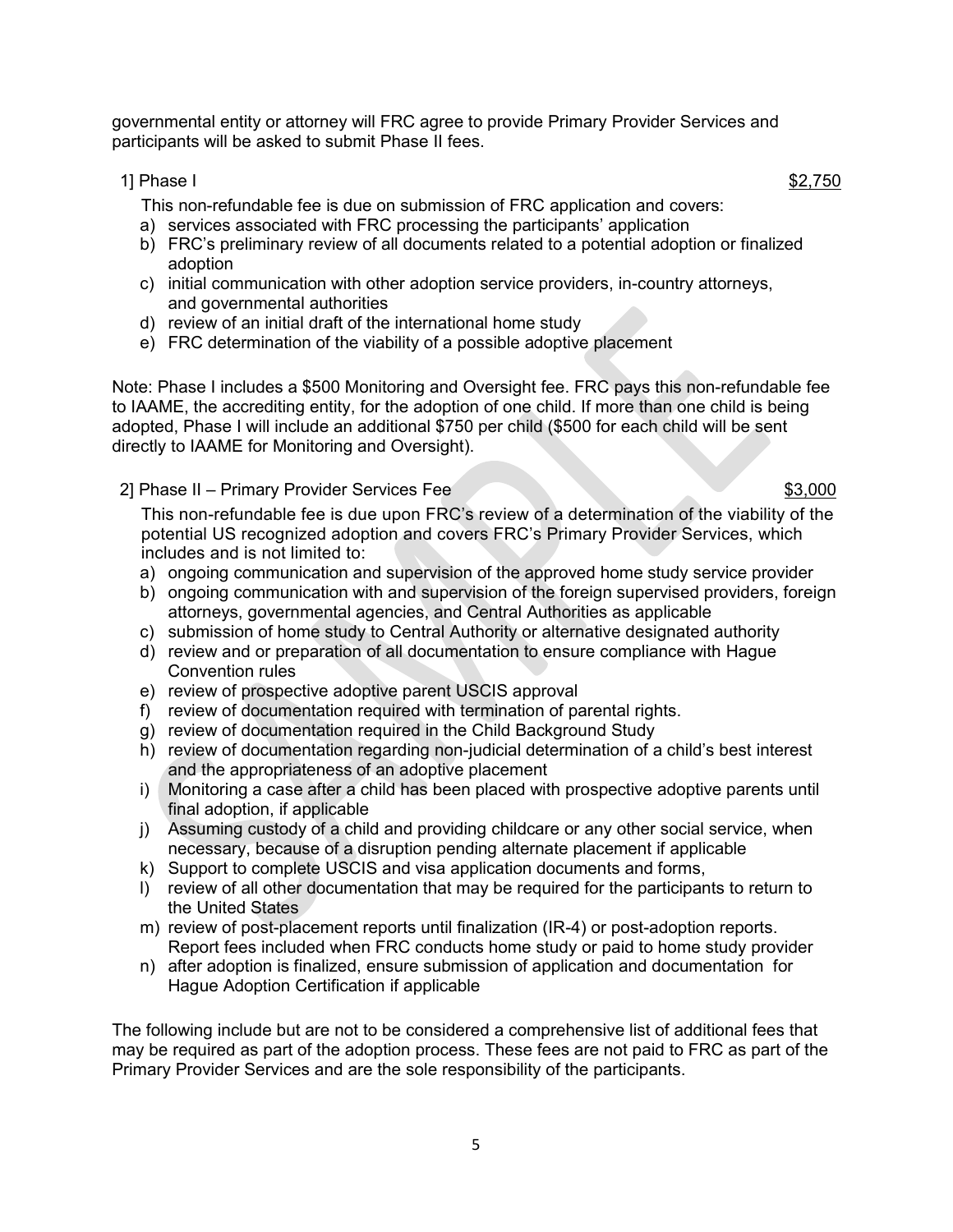governmental entity or attorney will FRC agree to provide Primary Provider Services and participants will be asked to submit Phase II fees.

1] Phase I $2,750

This non-refundable fee is due on submission of FRC application and covers:

a) services associated with FRC processing the participants' application
b) FRC's preliminary review of all documents related to a potential adoption or finalized adoption
c) initial communication with other adoption service providers, in-country attorneys, and governmental authorities
d) review of an initial draft of the international home study
e) FRC determination of the viability of a possible adoptive placement

Note: Phase I includes a $500 Monitoring and Oversight fee. FRC pays this non-refundable fee to IAAME, the accrediting entity, for the adoption of one child. If more than one child is being adopted, Phase I will include an additional $750 per child ($500 for each child will be sent directly to IAAME for Monitoring and Oversight).

2] Phase II – Primary Provider Services Fee $3,000

This non-refundable fee is due upon FRC's review of a determination of the viability of the potential US recognized adoption and covers FRC's Primary Provider Services, which includes and is not limited to:

a) ongoing communication and supervision of the approved home study service provider
b) ongoing communication with and supervision of the foreign supervised providers, foreign attorneys, governmental agencies, and Central Authorities as applicable
c) submission of home study to Central Authority or alternative designated authority
d) review and or preparation of all documentation to ensure compliance with Hague Convention rules
e) review of prospective adoptive parent USCIS approval
f) review of documentation required with termination of parental rights.
g) review of documentation required in the Child Background Study
h) review of documentation regarding non-judicial determination of a child's best interest and the appropriateness of an adoptive placement
i) Monitoring a case after a child has been placed with prospective adoptive parents until final adoption, if applicable
j) Assuming custody of a child and providing childcare or any other social service, when necessary, because of a disruption pending alternate placement if applicable
k) Support to complete USCIS and visa application documents and forms,
l) review of all other documentation that may be required for the participants to return to the United States
m) review of post-placement reports until finalization (IR-4) or post-adoption reports. Report fees included when FRC conducts home study or paid to home study provider
n) after adoption is finalized, ensure submission of application and documentation for Hague Adoption Certification if applicable

The following include but are not to be considered a comprehensive list of additional fees that may be required as part of the adoption process. These fees are not paid to FRC as part of the Primary Provider Services and are the sole responsibility of the participants.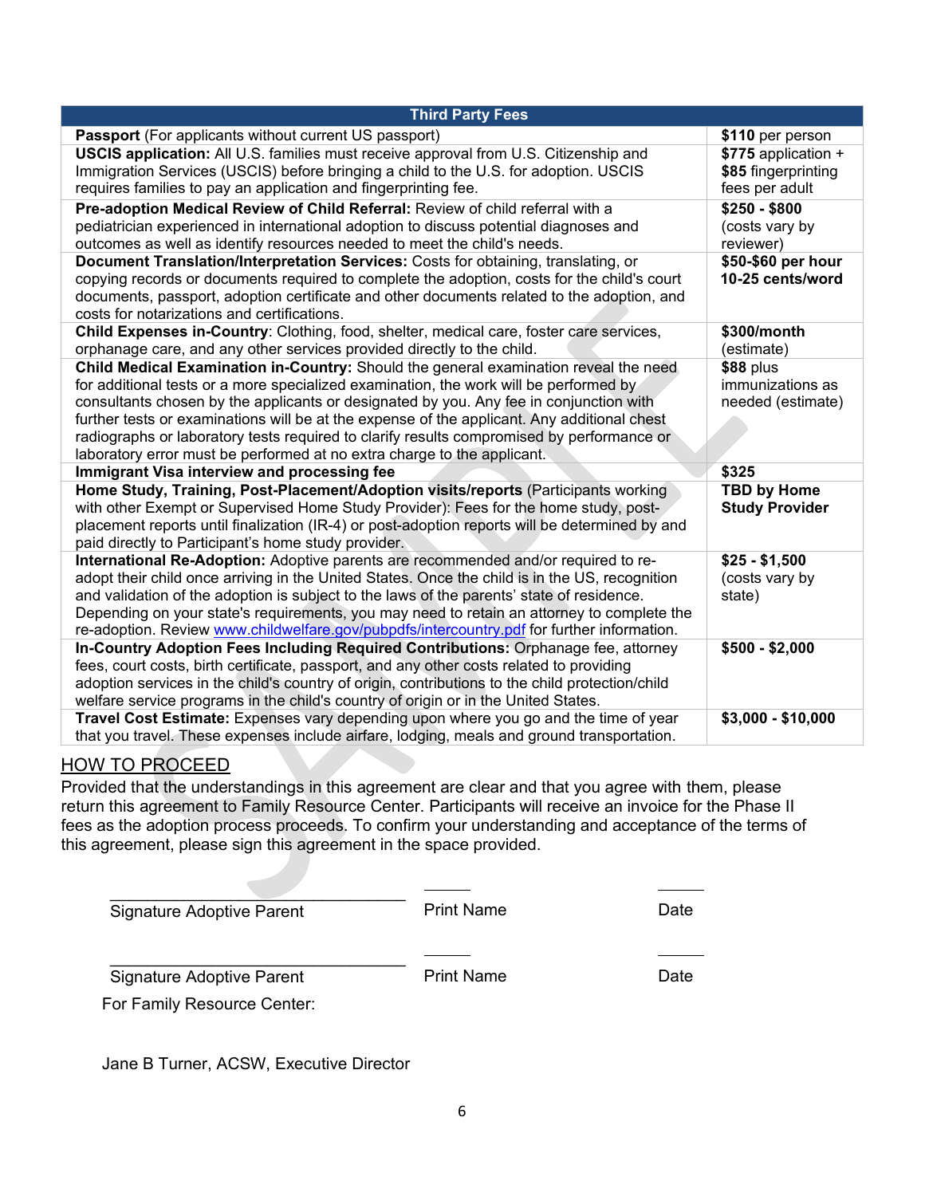| Third Party Fees | |
|---|---|
| **Passport** (For applicants without current US passport) | **$110** per person |
| **USCIS application:** All U.S. families must receive approval from U.S. Citizenship and Immigration Services (USCIS) before bringing a child to the U.S. for adoption. USCIS requires families to pay an application and fingerprinting fee. | **$775** application + **$85** fingerprinting fees per adult |
| **Pre-adoption Medical Review of Child Referral:** Review of child referral with a pediatrician experienced in international adoption to discuss potential diagnoses and outcomes as well as identify resources needed to meet the child's needs. | **$250 - $800** (costs vary by reviewer) |
| **Document Translation/Interpretation Services:** Costs for obtaining, translating, or copying records or documents required to complete the adoption, costs for the child's court documents, passport, adoption certificate and other documents related to the adoption, and costs for notarizations and certifications. | **$50-$60 per hour 10-25 cents/word** |
| **Child Expenses in-Country**: Clothing, food, shelter, medical care, foster care services, orphanage care, and any other services provided directly to the child. | **$300/month** (estimate) |
| **Child Medical Examination in-Country:** Should the general examination reveal the need for additional tests or a more specialized examination, the work will be performed by consultants chosen by the applicants or designated by you. Any fee in conjunction with further tests or examinations will be at the expense of the applicant. Any additional chest radiographs or laboratory tests required to clarify results compromised by performance or laboratory error must be performed at no extra charge to the applicant. | **$88** plus immunizations as needed (estimate) |
| **Immigrant Visa interview and processing fee** | **$325** |
| **Home Study, Training, Post-Placement/Adoption visits/reports** (Participants working with other Exempt or Supervised Home Study Provider): Fees for the home study, post-placement reports until finalization (IR-4) or post-adoption reports will be determined by and paid directly to Participant's home study provider. | **TBD by Home Study Provider** |
| **International Re-Adoption:** Adoptive parents are recommended and/or required to re-adopt their child once arriving in the United States. Once the child is in the US, recognition and validation of the adoption is subject to the laws of the parents' state of residence. Depending on your state's requirements, you may need to retain an attorney to complete the re-adoption. Review [www.childwelfare.gov/pubpdfs/intercountry.pdf](www.childwelfare.gov/pubpdfs/intercountry.pdf) for further information. | **$25 - $1,500** (costs vary by state) |
| **In-Country Adoption Fees Including Required Contributions:** Orphanage fee, attorney fees, court costs, birth certificate, passport, and any other costs related to providing adoption services in the child's country of origin, contributions to the child protection/child welfare service programs in the child's country of origin or in the United States. | **$500 - $2,000** |
| **Travel Cost Estimate:** Expenses vary depending upon where you go and the time of year that you travel. These expenses include airfare, lodging, meals and ground transportation. | **$3,000 - $10,000** |

## HOW TO PROCEED

Provided that the understandings in this agreement are clear and that you agree with them, please return this agreement to Family Resource Center. Participants will receive an invoice for the Phase II fees as the adoption process proceeds. To confirm your understanding and acceptance of the terms of this agreement, please sign this agreement in the space provided.

______________________________ Signature Adoptive Parent    _____ Print Name    _____ Date

______________________________ Signature Adoptive Parent    _____ Print Name    _____ Date

For Family Resource Center:

Jane B Turner, ACSW, Executive Director